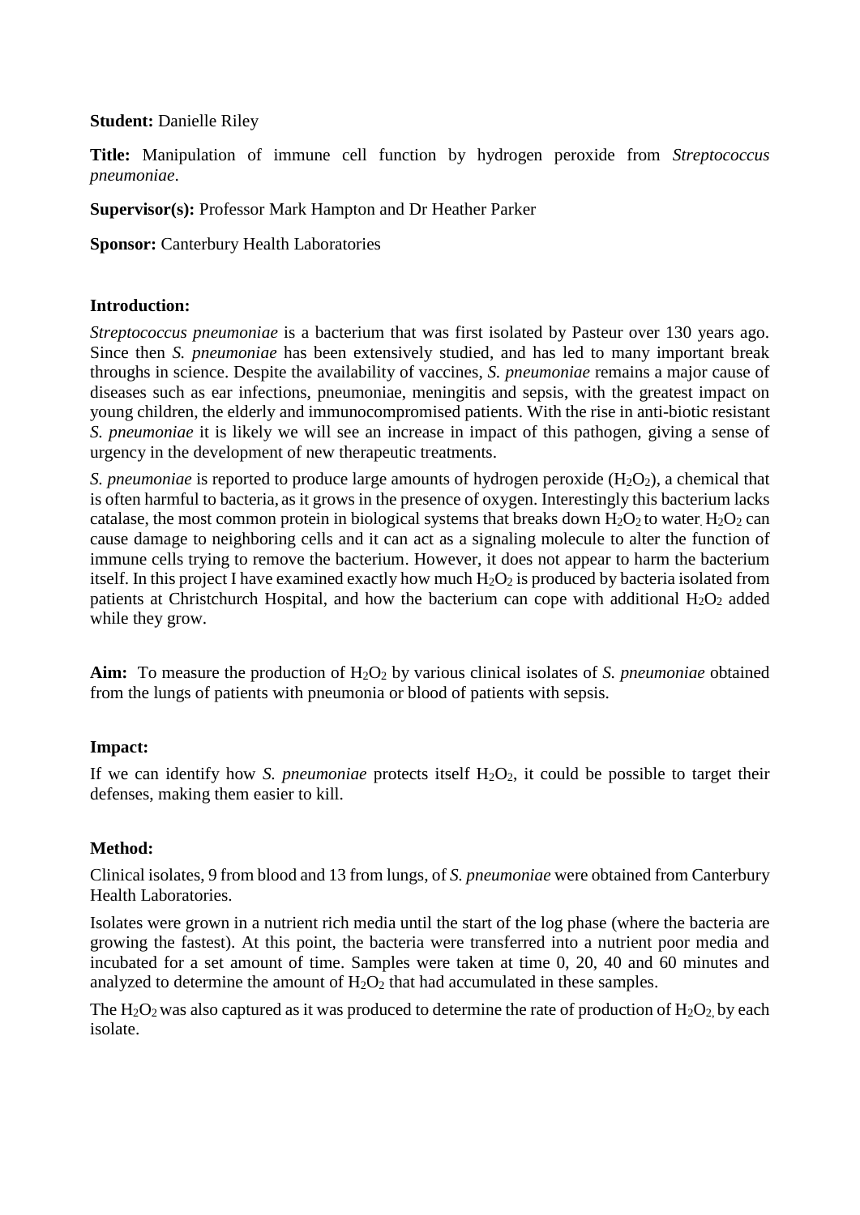**Student:** Danielle Riley

**Title:** Manipulation of immune cell function by hydrogen peroxide from *Streptococcus pneumoniae*.

**Supervisor(s):** Professor Mark Hampton and Dr Heather Parker

**Sponsor:** Canterbury Health Laboratories

**Introduction:**

*Streptococcus pneumoniae* is a bacterium that was first isolated by Pasteur over 130 years ago. Since then *S. pneumoniae* has been extensively studied, and has led to many important break throughs in science. Despite the availability of vaccines, *S. pneumoniae* remains a major cause of diseases such as ear infections, pneumoniae, meningitis and sepsis, with the greatest impact on young children, the elderly and immunocompromised patients. With the rise in anti-biotic resistant *S. pneumoniae* it is likely we will see an increase in impact of this pathogen, giving a sense of urgency in the development of new therapeutic treatments.

*S. pneumoniae* is reported to produce large amounts of hydrogen peroxide ($H_2O_2$), a chemical that is often harmful to bacteria, as it grows in the presence of oxygen. Interestingly this bacterium lacks catalase, the most common protein in biological systems that breaks down $H_2O_2$ to water. $H_2O_2$ can cause damage to neighboring cells and it can act as a signaling molecule to alter the function of immune cells trying to remove the bacterium. However, it does not appear to harm the bacterium itself. In this project I have examined exactly how much $H_2O_2$ is produced by bacteria isolated from patients at Christchurch Hospital, and how the bacterium can cope with additional $H_2O_2$ added while they grow.

**Aim:** To measure the production of $H_2O_2$ by various clinical isolates of *S. pneumoniae* obtained from the lungs of patients with pneumonia or blood of patients with sepsis.

**Impact:**

If we can identify how *S. pneumoniae* protects itself $H_2O_2$, it could be possible to target their defenses, making them easier to kill.

**Method:**

Clinical isolates, 9 from blood and 13 from lungs, of *S. pneumoniae* were obtained from Canterbury Health Laboratories.

Isolates were grown in a nutrient rich media until the start of the log phase (where the bacteria are growing the fastest). At this point, the bacteria were transferred into a nutrient poor media and incubated for a set amount of time. Samples were taken at time 0, 20, 40 and 60 minutes and analyzed to determine the amount of $H_2O_2$ that had accumulated in these samples.

The $H_2O_2$ was also captured as it was produced to determine the rate of production of $H_2O_2$, by each isolate.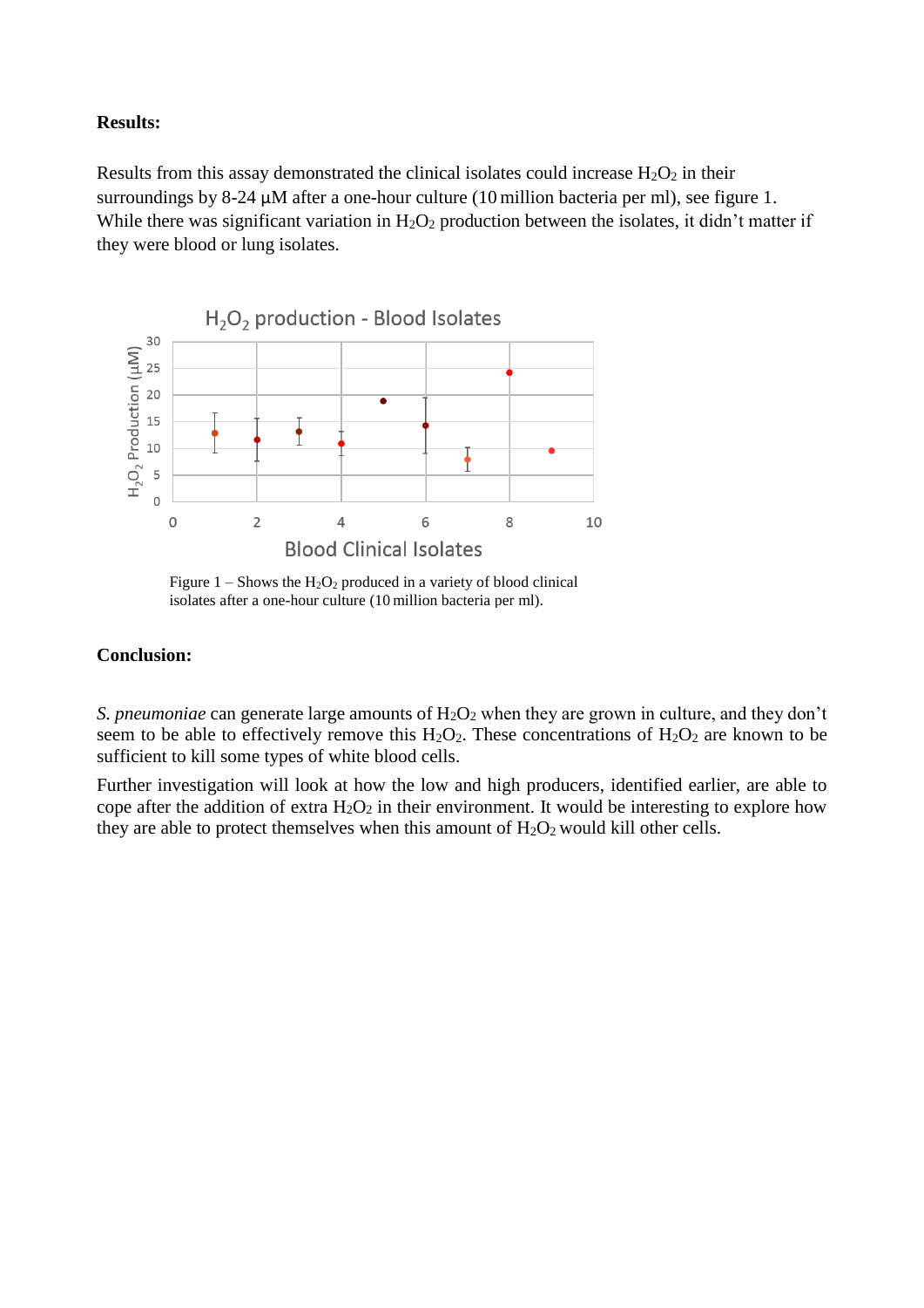**Results:**

Results from this assay demonstrated the clinical isolates could increase $H_2O_2$ in their surroundings by 8-24 µM after a one-hour culture (10 million bacteria per ml), see figure 1. While there was significant variation in $H_2O_2$ production between the isolates, it didn't matter if they were blood or lung isolates.

$H_2O_2$ production - Blood Isolates

$H_2O_2$ Production (µM)

30
25
20
15
10
5
0

0 2 4 6 8 10

Blood Clinical Isolates

Figure 1 – Shows the $H_2O_2$ produced in a variety of blood clinical isolates after a one-hour culture (10 million bacteria per ml).

**Conclusion:**

*S. pneumoniae* can generate large amounts of $H_2O_2$ when they are grown in culture, and they don't seem to be able to effectively remove this $H_2O_2$. These concentrations of $H_2O_2$ are known to be sufficient to kill some types of white blood cells.

Further investigation will look at how the low and high producers, identified earlier, are able to cope after the addition of extra $H_2O_2$ in their environment. It would be interesting to explore how they are able to protect themselves when this amount of $H_2O_2$ would kill other cells.